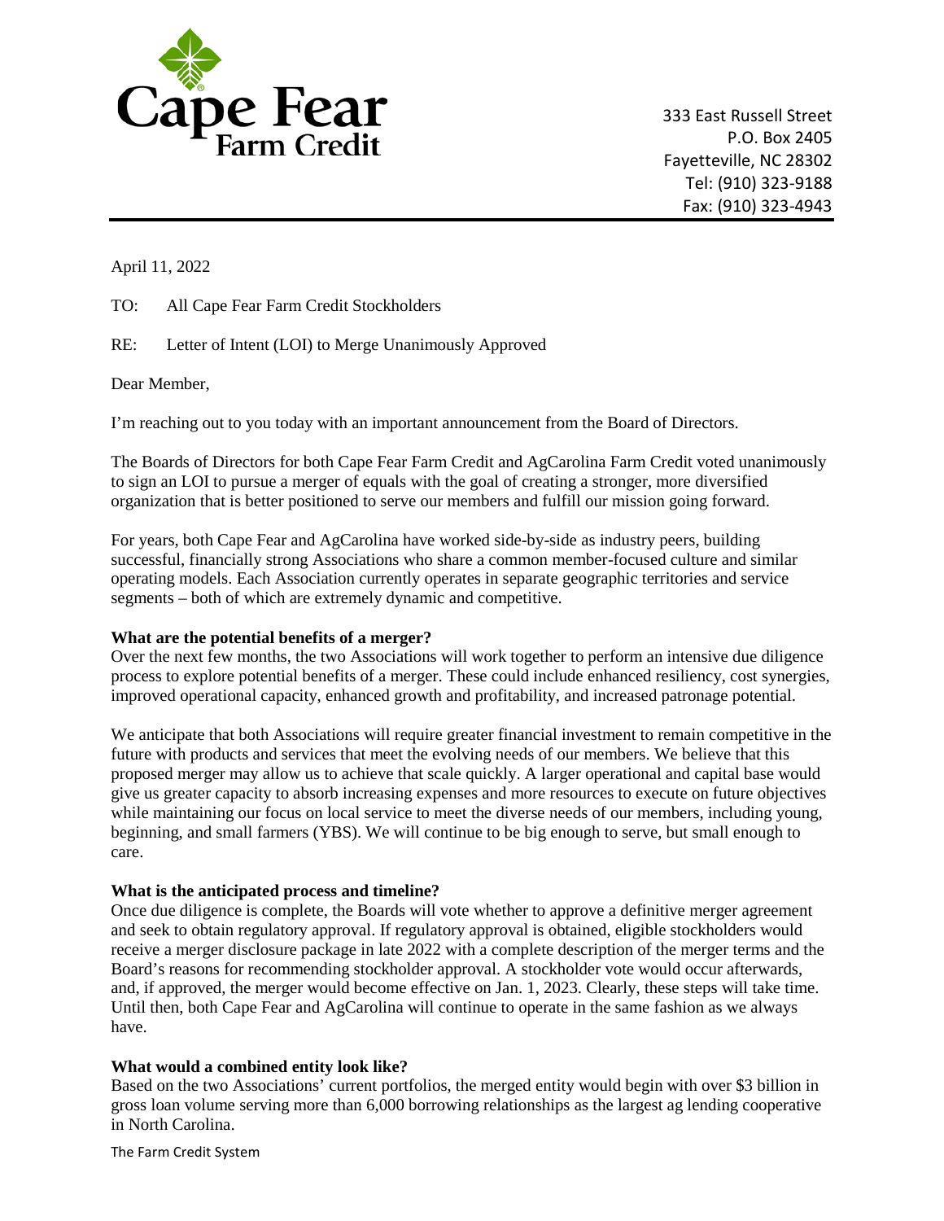Cape Fear Farm Credit

333 East Russell Street
P.O. Box 2405
Fayetteville, NC 28302
Tel: (910) 323-9188
Fax: (910) 323-4943

April 11, 2022

TO: All Cape Fear Farm Credit Stockholders

RE: Letter of Intent (LOI) to Merge Unanimously Approved

Dear Member,

I'm reaching out to you today with an important announcement from the Board of Directors.

The Boards of Directors for both Cape Fear Farm Credit and AgCarolina Farm Credit voted unanimously to sign an LOI to pursue a merger of equals with the goal of creating a stronger, more diversified organization that is better positioned to serve our members and fulfill our mission going forward.

For years, both Cape Fear and AgCarolina have worked side-by-side as industry peers, building successful, financially strong Associations who share a common member-focused culture and similar operating models. Each Association currently operates in separate geographic territories and service segments – both of which are extremely dynamic and competitive.

**What are the potential benefits of a merger?**
Over the next few months, the two Associations will work together to perform an intensive due diligence process to explore potential benefits of a merger. These could include enhanced resiliency, cost synergies, improved operational capacity, enhanced growth and profitability, and increased patronage potential.

We anticipate that both Associations will require greater financial investment to remain competitive in the future with products and services that meet the evolving needs of our members. We believe that this proposed merger may allow us to achieve that scale quickly. A larger operational and capital base would give us greater capacity to absorb increasing expenses and more resources to execute on future objectives while maintaining our focus on local service to meet the diverse needs of our members, including young, beginning, and small farmers (YBS). We will continue to be big enough to serve, but small enough to care.

**What is the anticipated process and timeline?**
Once due diligence is complete, the Boards will vote whether to approve a definitive merger agreement and seek to obtain regulatory approval. If regulatory approval is obtained, eligible stockholders would receive a merger disclosure package in late 2022 with a complete description of the merger terms and the Board's reasons for recommending stockholder approval. A stockholder vote would occur afterwards, and, if approved, the merger would become effective on Jan. 1, 2023. Clearly, these steps will take time. Until then, both Cape Fear and AgCarolina will continue to operate in the same fashion as we always have.

**What would a combined entity look like?**
Based on the two Associations' current portfolios, the merged entity would begin with over $3 billion in gross loan volume serving more than 6,000 borrowing relationships as the largest ag lending cooperative in North Carolina.

The Farm Credit System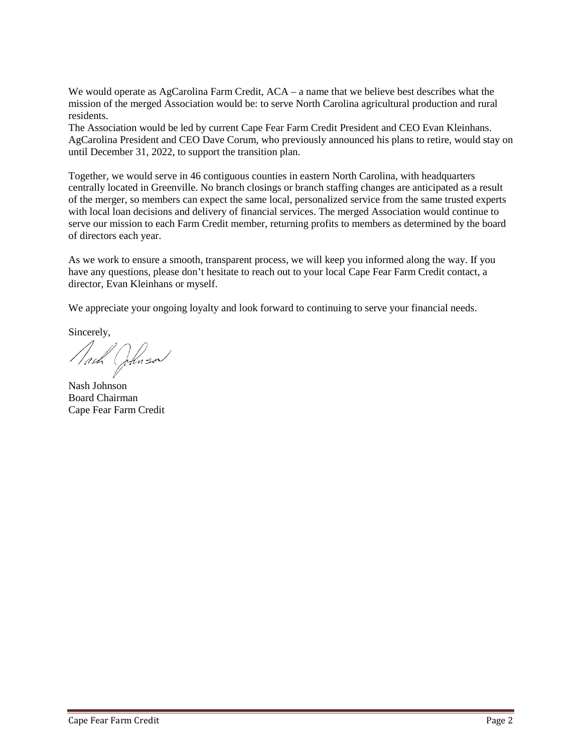We would operate as AgCarolina Farm Credit, ACA – a name that we believe best describes what the mission of the merged Association would be: to serve North Carolina agricultural production and rural residents.

The Association would be led by current Cape Fear Farm Credit President and CEO Evan Kleinhans. AgCarolina President and CEO Dave Corum, who previously announced his plans to retire, would stay on until December 31, 2022, to support the transition plan.

Together, we would serve in 46 contiguous counties in eastern North Carolina, with headquarters centrally located in Greenville. No branch closings or branch staffing changes are anticipated as a result of the merger, so members can expect the same local, personalized service from the same trusted experts with local loan decisions and delivery of financial services. The merged Association would continue to serve our mission to each Farm Credit member, returning profits to members as determined by the board of directors each year.

As we work to ensure a smooth, transparent process, we will keep you informed along the way. If you have any questions, please don't hesitate to reach out to your local Cape Fear Farm Credit contact, a director, Evan Kleinhans or myself.

We appreciate your ongoing loyalty and look forward to continuing to serve your financial needs.

Sincerely,

Nash Johnson
Board Chairman
Cape Fear Farm Credit